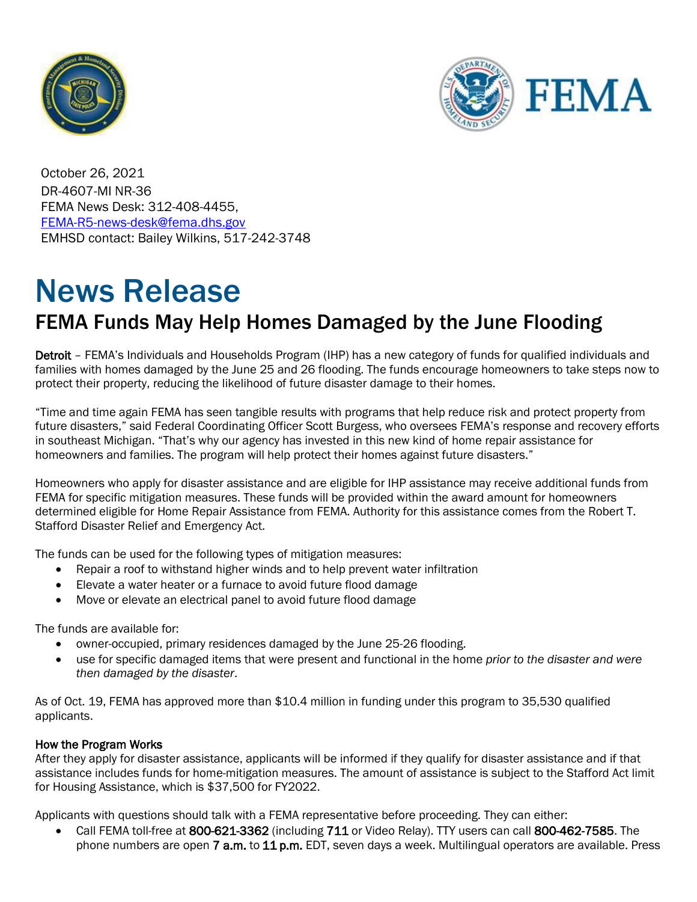October 26, 2021
DR-4607-MI NR-36
FEMA News Desk: 312-408-4455,
FEMA-R5-news-desk@fema.dhs.gov
EMHSD contact: Bailey Wilkins, 517-242-3748

# News Release

## FEMA Funds May Help Homes Damaged by the June Flooding

**Detroit** – FEMA's Individuals and Households Program (IHP) has a new category of funds for qualified individuals and families with homes damaged by the June 25 and 26 flooding. The funds encourage homeowners to take steps now to protect their property, reducing the likelihood of future disaster damage to their homes.

"Time and time again FEMA has seen tangible results with programs that help reduce risk and protect property from future disasters," said Federal Coordinating Officer Scott Burgess, who oversees FEMA's response and recovery efforts in southeast Michigan. "That's why our agency has invested in this new kind of home repair assistance for homeowners and families. The program will help protect their homes against future disasters."

Homeowners who apply for disaster assistance and are eligible for IHP assistance may receive additional funds from FEMA for specific mitigation measures. These funds will be provided within the award amount for homeowners determined eligible for Home Repair Assistance from FEMA. Authority for this assistance comes from the Robert T. Stafford Disaster Relief and Emergency Act.

The funds can be used for the following types of mitigation measures:

- Repair a roof to withstand higher winds and to help prevent water infiltration
- Elevate a water heater or a furnace to avoid future flood damage
- Move or elevate an electrical panel to avoid future flood damage

The funds are available for:

- owner-occupied, primary residences damaged by the June 25-26 flooding.
- use for specific damaged items that were present and functional in the home *prior to the disaster and were then damaged by the disaster*.

As of Oct. 19, FEMA has approved more than $10.4 million in funding under this program to 35,530 qualified applicants.

**How the Program Works**

After they apply for disaster assistance, applicants will be informed if they qualify for disaster assistance and if that assistance includes funds for home-mitigation measures. The amount of assistance is subject to the Stafford Act limit for Housing Assistance, which is $37,500 for FY2022.

Applicants with questions should talk with a FEMA representative before proceeding. They can either:

- Call FEMA toll-free at **800-621-3362** (including **711** or Video Relay). TTY users can call **800-462-7585**. The phone numbers are open **7 a.m.** to **11 p.m.** EDT, seven days a week. Multilingual operators are available. Press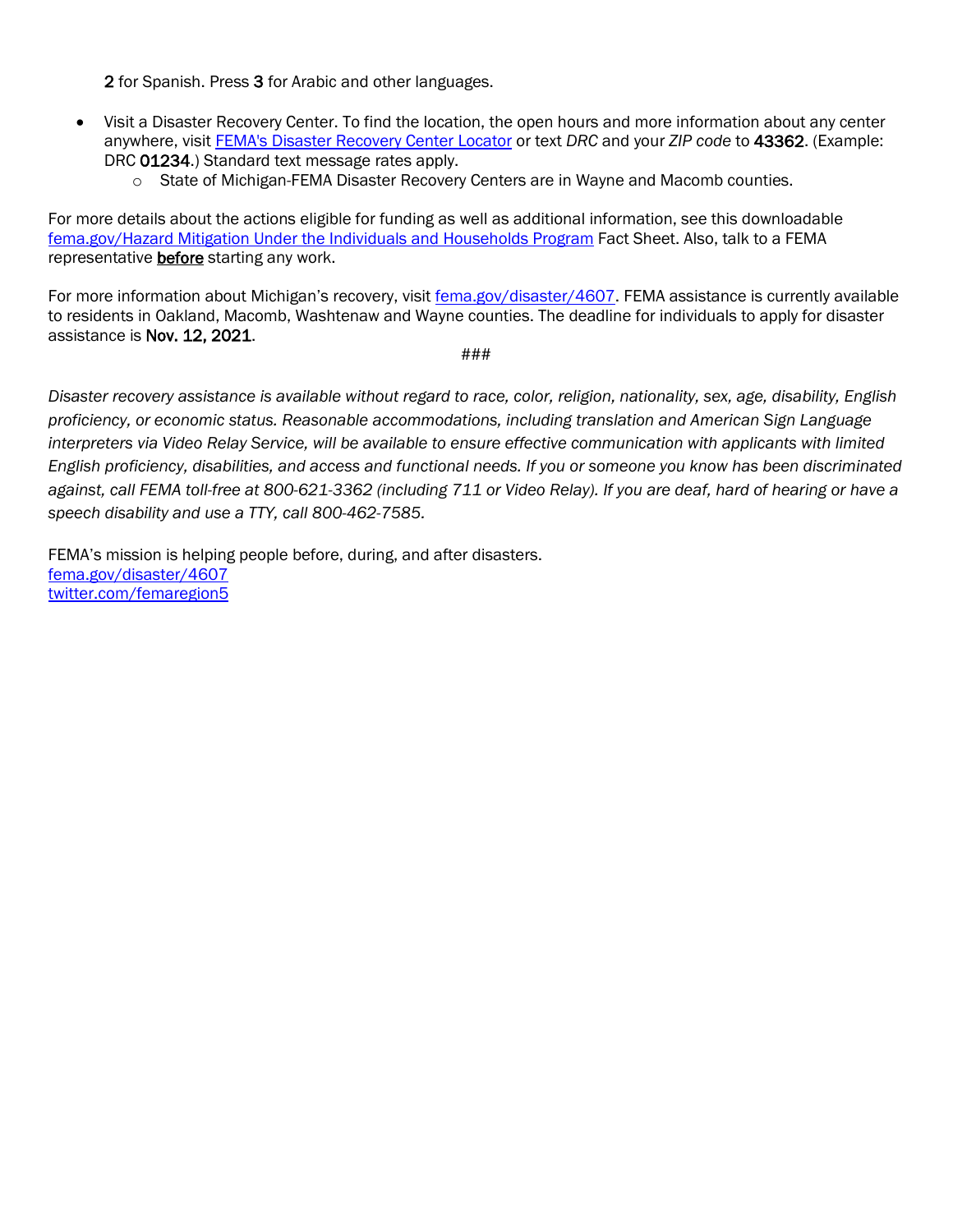**2** for Spanish. Press **3** for Arabic and other languages.

- Visit a Disaster Recovery Center. To find the location, the open hours and more information about any center anywhere, visit [FEMA's Disaster Recovery Center Locator](#) or text *DRC* and your *ZIP code* to **43362**. (Example: DRC **01234**.) Standard text message rates apply.
  - State of Michigan-FEMA Disaster Recovery Centers are in Wayne and Macomb counties.

For more details about the actions eligible for funding as well as additional information, see this downloadable [fema.gov/Hazard Mitigation Under the Individuals and Households Program](#) Fact Sheet. Also, talk to a FEMA representative **before** starting any work.

For more information about Michigan's recovery, visit [fema.gov/disaster/4607](#). FEMA assistance is currently available to residents in Oakland, Macomb, Washtenaw and Wayne counties. The deadline for individuals to apply for disaster assistance is **Nov. 12, 2021**.

###

*Disaster recovery assistance is available without regard to race, color, religion, nationality, sex, age, disability, English proficiency, or economic status. Reasonable accommodations, including translation and American Sign Language interpreters via Video Relay Service, will be available to ensure effective communication with applicants with limited English proficiency, disabilities, and access and functional needs. If you or someone you know has been discriminated against, call FEMA toll-free at 800-621-3362 (including 711 or Video Relay). If you are deaf, hard of hearing or have a speech disability and use a TTY, call 800-462-7585.*

FEMA's mission is helping people before, during, and after disasters.
[fema.gov/disaster/4607](#)
[twitter.com/femaregion5](#)